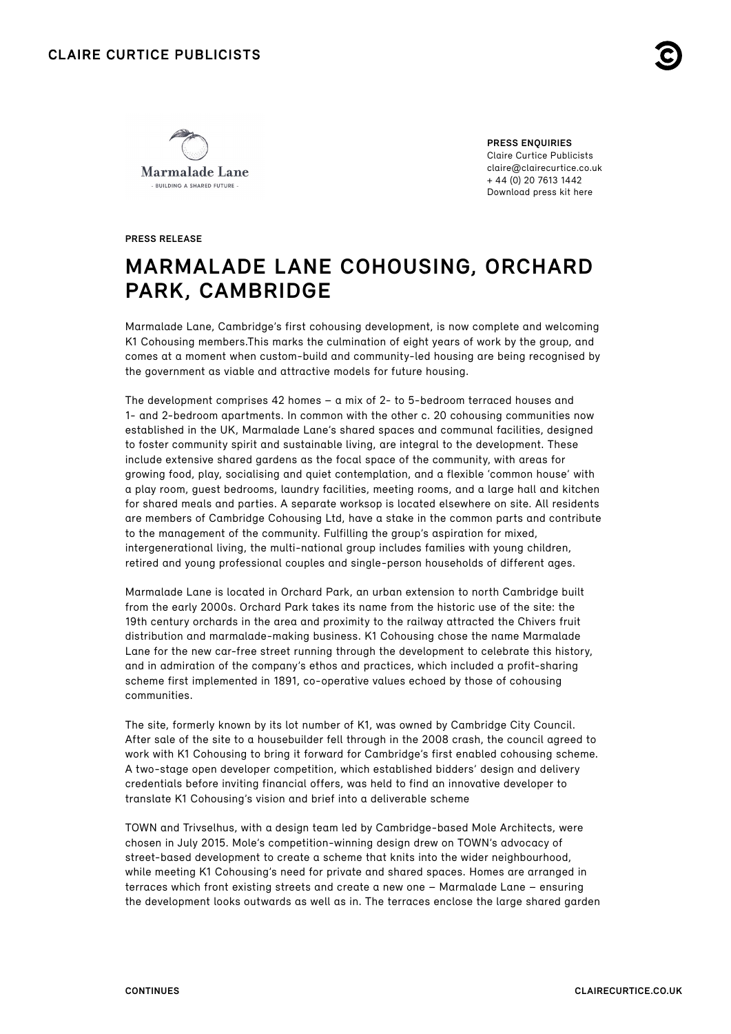**PRESS ENQUIRIES**
Claire Curtice Publicists
claire@clairecurtice.co.uk
+ 44 (0) 20 7613 1442
Download press kit here

**PRESS RELEASE**

# MARMALADE LANE COHOUSING, ORCHARD PARK, CAMBRIDGE

Marmalade Lane, Cambridge's first cohousing development, is now complete and welcoming K1 Cohousing members.This marks the culmination of eight years of work by the group, and comes at a moment when custom-build and community-led housing are being recognised by the government as viable and attractive models for future housing.

The development comprises 42 homes – a mix of 2- to 5-bedroom terraced houses and 1- and 2-bedroom apartments. In common with the other c. 20 cohousing communities now established in the UK, Marmalade Lane's shared spaces and communal facilities, designed to foster community spirit and sustainable living, are integral to the development. These include extensive shared gardens as the focal space of the community, with areas for growing food, play, socialising and quiet contemplation, and a flexible 'common house' with a play room, guest bedrooms, laundry facilities, meeting rooms, and a large hall and kitchen for shared meals and parties. A separate worksop is located elsewhere on site. All residents are members of Cambridge Cohousing Ltd, have a stake in the common parts and contribute to the management of the community. Fulfilling the group's aspiration for mixed, intergenerational living, the multi-national group includes families with young children, retired and young professional couples and single-person households of different ages.

Marmalade Lane is located in Orchard Park, an urban extension to north Cambridge built from the early 2000s. Orchard Park takes its name from the historic use of the site: the 19th century orchards in the area and proximity to the railway attracted the Chivers fruit distribution and marmalade-making business. K1 Cohousing chose the name Marmalade Lane for the new car-free street running through the development to celebrate this history, and in admiration of the company's ethos and practices, which included a profit-sharing scheme first implemented in 1891, co-operative values echoed by those of cohousing communities.

The site, formerly known by its lot number of K1, was owned by Cambridge City Council. After sale of the site to a housebuilder fell through in the 2008 crash, the council agreed to work with K1 Cohousing to bring it forward for Cambridge's first enabled cohousing scheme. A two-stage open developer competition, which established bidders' design and delivery credentials before inviting financial offers, was held to find an innovative developer to translate K1 Cohousing's vision and brief into a deliverable scheme

TOWN and Trivselhus, with a design team led by Cambridge-based Mole Architects, were chosen in July 2015. Mole's competition-winning design drew on TOWN's advocacy of street-based development to create a scheme that knits into the wider neighbourhood, while meeting K1 Cohousing's need for private and shared spaces. Homes are arranged in terraces which front existing streets and create a new one – Marmalade Lane – ensuring the development looks outwards as well as in. The terraces enclose the large shared garden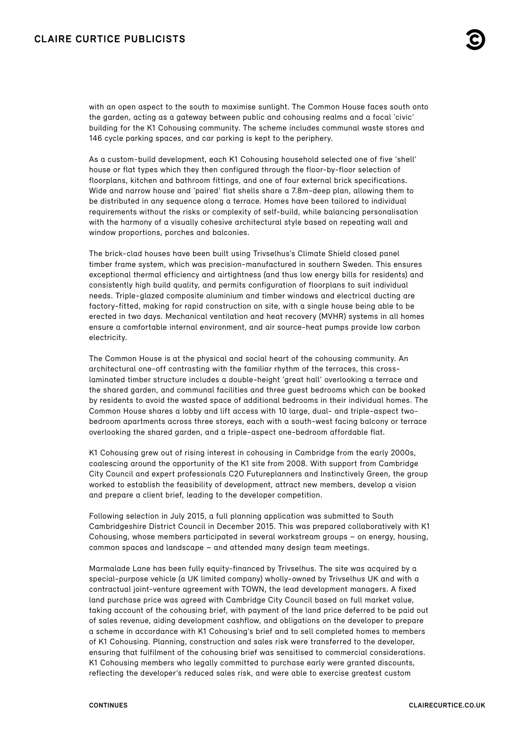with an open aspect to the south to maximise sunlight. The Common House faces south onto the garden, acting as a gateway between public and cohousing realms and a focal 'civic' building for the K1 Cohousing community. The scheme includes communal waste stores and 146 cycle parking spaces, and car parking is kept to the periphery.

As a custom-build development, each K1 Cohousing household selected one of five 'shell' house or flat types which they then configured through the floor-by-floor selection of floorplans, kitchen and bathroom fittings, and one of four external brick specifications. Wide and narrow house and 'paired' flat shells share a 7.8m-deep plan, allowing them to be distributed in any sequence along a terrace. Homes have been tailored to individual requirements without the risks or complexity of self-build, while balancing personalisation with the harmony of a visually cohesive architectural style based on repeating wall and window proportions, porches and balconies.

The brick-clad houses have been built using Trivselhus's Climate Shield closed panel timber frame system, which was precision-manufactured in southern Sweden. This ensures exceptional thermal efficiency and airtightness (and thus low energy bills for residents) and consistently high build quality, and permits configuration of floorplans to suit individual needs. Triple-glazed composite aluminium and timber windows and electrical ducting are factory-fitted, making for rapid construction on site, with a single house being able to be erected in two days. Mechanical ventilation and heat recovery (MVHR) systems in all homes ensure a comfortable internal environment, and air source-heat pumps provide low carbon electricity.

The Common House is at the physical and social heart of the cohousing community. An architectural one-off contrasting with the familiar rhythm of the terraces, this cross-laminated timber structure includes a double-height 'great hall' overlooking a terrace and the shared garden, and communal facilities and three guest bedrooms which can be booked by residents to avoid the wasted space of additional bedrooms in their individual homes. The Common House shares a lobby and lift access with 10 large, dual- and triple-aspect two-bedroom apartments across three storeys, each with a south-west facing balcony or terrace overlooking the shared garden, and a triple-aspect one-bedroom affordable flat.

K1 Cohousing grew out of rising interest in cohousing in Cambridge from the early 2000s, coalescing around the opportunity of the K1 site from 2008. With support from Cambridge City Council and expert professionals C2O Futureplanners and Instinctively Green, the group worked to establish the feasibility of development, attract new members, develop a vision and prepare a client brief, leading to the developer competition.

Following selection in July 2015, a full planning application was submitted to South Cambridgeshire District Council in December 2015. This was prepared collaboratively with K1 Cohousing, whose members participated in several workstream groups – on energy, housing, common spaces and landscape – and attended many design team meetings.

Marmalade Lane has been fully equity-financed by Trivselhus. The site was acquired by a special-purpose vehicle (a UK limited company) wholly-owned by Trivselhus UK and with a contractual joint-venture agreement with TOWN, the lead development managers. A fixed land purchase price was agreed with Cambridge City Council based on full market value, taking account of the cohousing brief, with payment of the land price deferred to be paid out of sales revenue, aiding development cashflow, and obligations on the developer to prepare a scheme in accordance with K1 Cohousing's brief and to sell completed homes to members of K1 Cohousing. Planning, construction and sales risk were transferred to the developer, ensuring that fulfilment of the cohousing brief was sensitised to commercial considerations. K1 Cohousing members who legally committed to purchase early were granted discounts, reflecting the developer's reduced sales risk, and were able to exercise greatest custom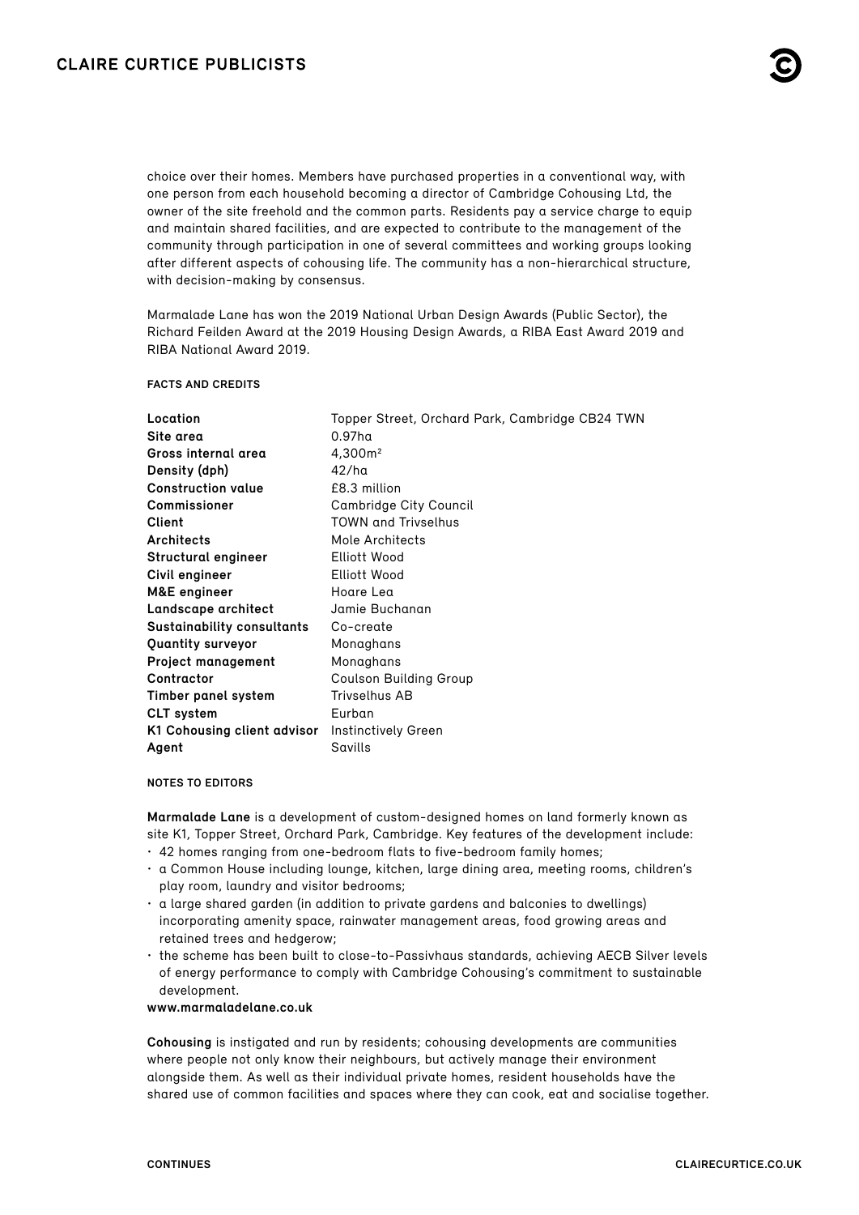choice over their homes. Members have purchased properties in a conventional way, with one person from each household becoming a director of Cambridge Cohousing Ltd, the owner of the site freehold and the common parts. Residents pay a service charge to equip and maintain shared facilities, and are expected to contribute to the management of the community through participation in one of several committees and working groups looking after different aspects of cohousing life. The community has a non-hierarchical structure, with decision-making by consensus.

Marmalade Lane has won the 2019 National Urban Design Awards (Public Sector), the Richard Feilden Award at the 2019 Housing Design Awards, a RIBA East Award 2019 and RIBA National Award 2019.

**FACTS AND CREDITS**

| | |
|---|---|
| **Location** | Topper Street, Orchard Park, Cambridge CB24 TWN |
| **Site area** | 0.97ha |
| **Gross internal area** | 4,300m² |
| **Density (dph)** | 42/ha |
| **Construction value** | £8.3 million |
| **Commissioner** | Cambridge City Council |
| **Client** | TOWN and Trivselhus |
| **Architects** | Mole Architects |
| **Structural engineer** | Elliott Wood |
| **Civil engineer** | Elliott Wood |
| **M&E engineer** | Hoare Lea |
| **Landscape architect** | Jamie Buchanan |
| **Sustainability consultants** | Co-create |
| **Quantity surveyor** | Monaghans |
| **Project management** | Monaghans |
| **Contractor** | Coulson Building Group |
| **Timber panel system** | Trivselhus AB |
| **CLT system** | Eurban |
| **K1 Cohousing client advisor** | Instinctively Green |
| **Agent** | Savills |

**NOTES TO EDITORS**

**Marmalade Lane** is a development of custom-designed homes on land formerly known as site K1, Topper Street, Orchard Park, Cambridge. Key features of the development include:

- 42 homes ranging from one-bedroom flats to five-bedroom family homes;
- a Common House including lounge, kitchen, large dining area, meeting rooms, children's play room, laundry and visitor bedrooms;
- a large shared garden (in addition to private gardens and balconies to dwellings) incorporating amenity space, rainwater management areas, food growing areas and retained trees and hedgerow;
- the scheme has been built to close-to-Passivhaus standards, achieving AECB Silver levels of energy performance to comply with Cambridge Cohousing's commitment to sustainable development.

**www.marmaladelane.co.uk**

**Cohousing** is instigated and run by residents; cohousing developments are communities where people not only know their neighbours, but actively manage their environment alongside them. As well as their individual private homes, resident households have the shared use of common facilities and spaces where they can cook, eat and socialise together.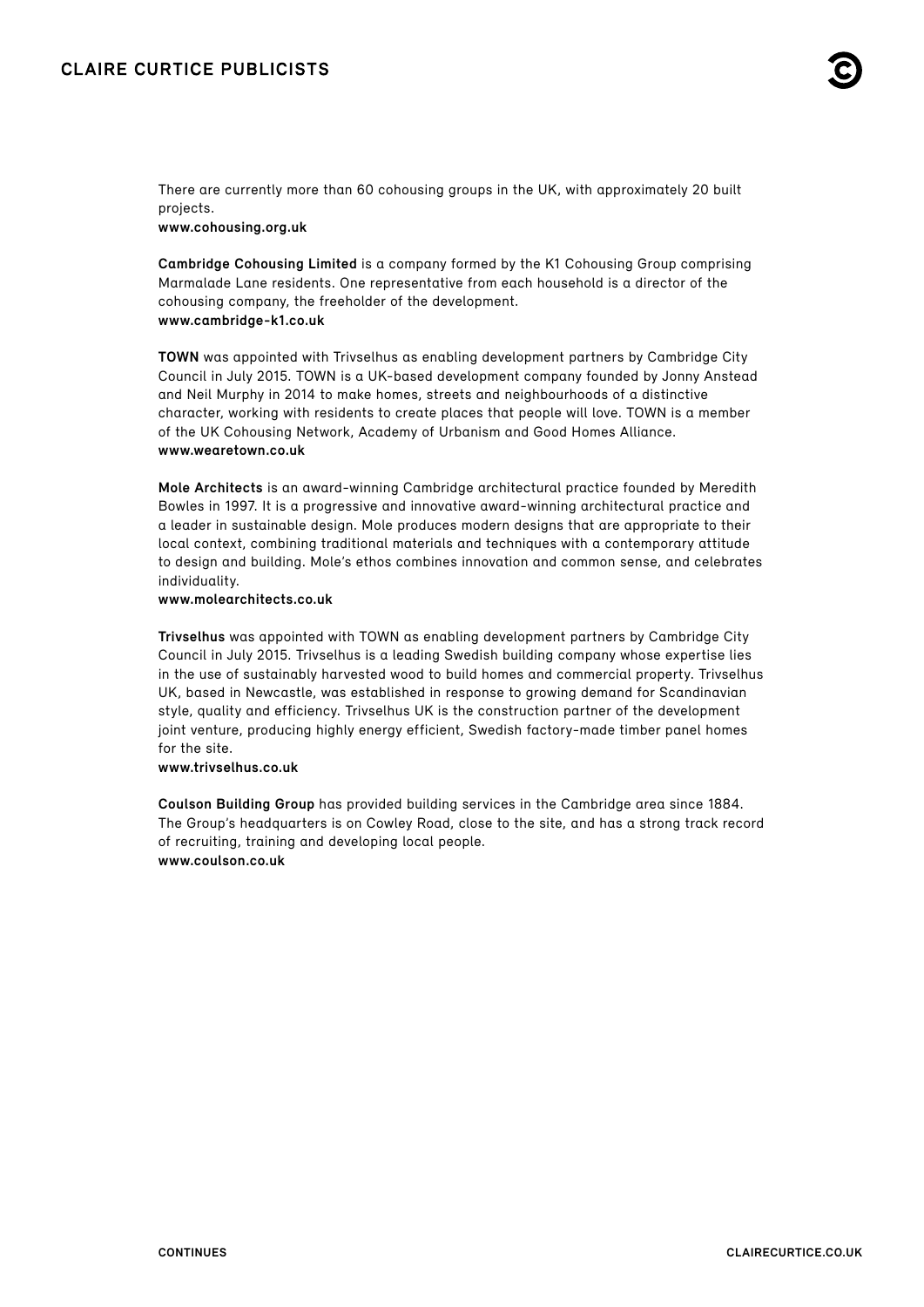There are currently more than 60 cohousing groups in the UK, with approximately 20 built projects.
**www.cohousing.org.uk**

**Cambridge Cohousing Limited** is a company formed by the K1 Cohousing Group comprising Marmalade Lane residents. One representative from each household is a director of the cohousing company, the freeholder of the development.
**www.cambridge-k1.co.uk**

**TOWN** was appointed with Trivselhus as enabling development partners by Cambridge City Council in July 2015. TOWN is a UK-based development company founded by Jonny Anstead and Neil Murphy in 2014 to make homes, streets and neighbourhoods of a distinctive character, working with residents to create places that people will love. TOWN is a member of the UK Cohousing Network, Academy of Urbanism and Good Homes Alliance.
**www.wearetown.co.uk**

**Mole Architects** is an award-winning Cambridge architectural practice founded by Meredith Bowles in 1997. It is a progressive and innovative award-winning architectural practice and a leader in sustainable design. Mole produces modern designs that are appropriate to their local context, combining traditional materials and techniques with a contemporary attitude to design and building. Mole's ethos combines innovation and common sense, and celebrates individuality.
**www.molearchitects.co.uk**

**Trivselhus** was appointed with TOWN as enabling development partners by Cambridge City Council in July 2015. Trivselhus is a leading Swedish building company whose expertise lies in the use of sustainably harvested wood to build homes and commercial property. Trivselhus UK, based in Newcastle, was established in response to growing demand for Scandinavian style, quality and efficiency. Trivselhus UK is the construction partner of the development joint venture, producing highly energy efficient, Swedish factory-made timber panel homes for the site.
**www.trivselhus.co.uk**

**Coulson Building Group** has provided building services in the Cambridge area since 1884. The Group's headquarters is on Cowley Road, close to the site, and has a strong track record of recruiting, training and developing local people.
**www.coulson.co.uk**

**CONTINUES**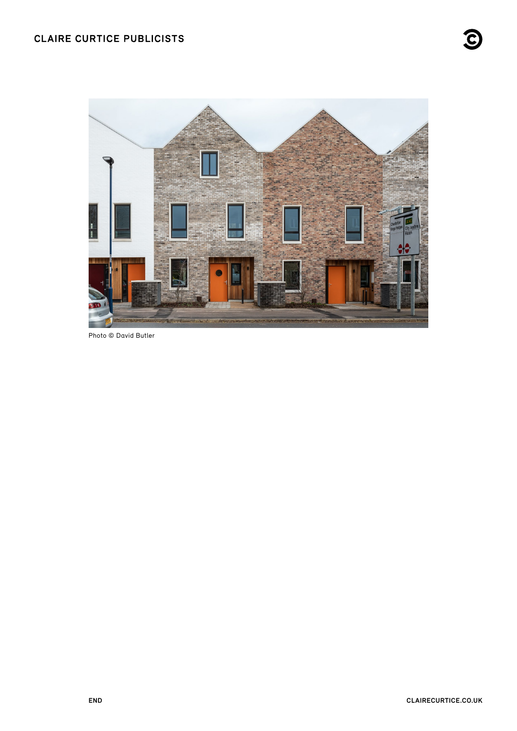Photo © David Butler

END